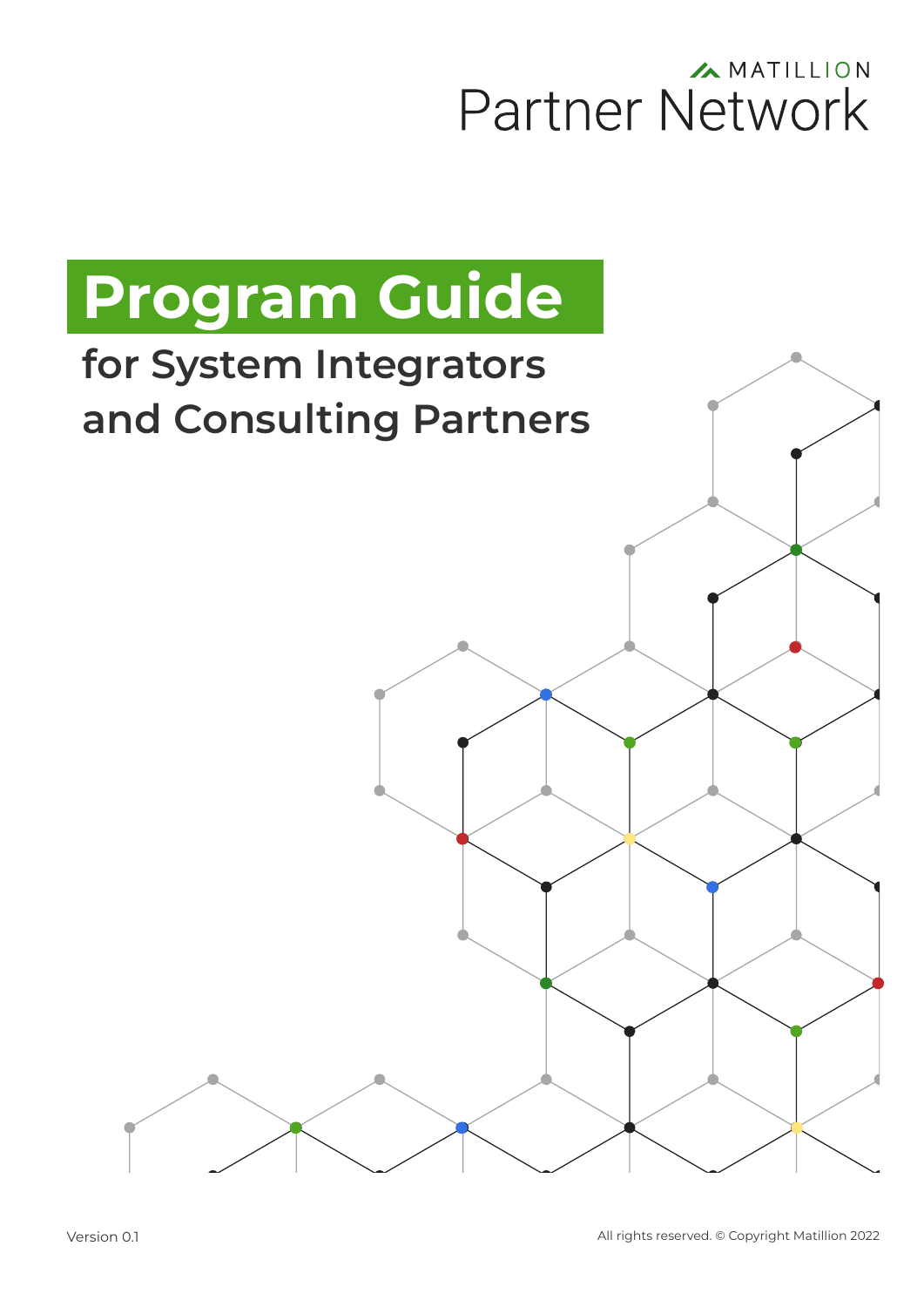MATILLION

Partner Network

# Program Guide

## for System Integrators and Consulting Partners

Version 0.1

All rights reserved. © Copyright Matillion 2022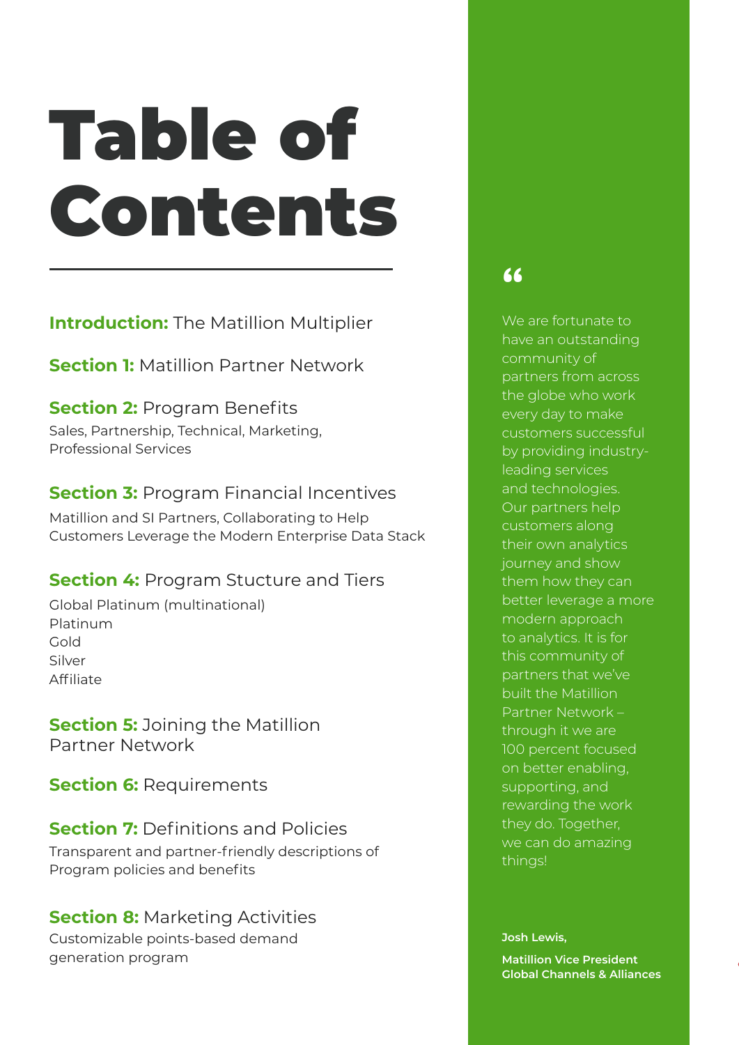# Table of Contents

**Introduction:** The Matillion Multiplier

**Section 1:** Matillion Partner Network

**Section 2:** Program Benefits
Sales, Partnership, Technical, Marketing, Professional Services

**Section 3:** Program Financial Incentives
Matillion and SI Partners, Collaborating to Help Customers Leverage the Modern Enterprise Data Stack

**Section 4:** Program Stucture and Tiers
Global Platinum (multinational)
Platinum
Gold
Silver
Affiliate

**Section 5:** Joining the Matillion Partner Network

**Section 6:** Requirements

**Section 7:** Definitions and Policies
Transparent and partner-friendly descriptions of Program policies and benefits

**Section 8:** Marketing Activities
Customizable points-based demand generation program

> “
>
> We are fortunate to have an outstanding community of partners from across the globe who work every day to make customers successful by providing industry-leading services and technologies. Our partners help customers along their own analytics journey and show them how they can better leverage a more modern approach to analytics. It is for this community of partners that we've built the Matillion Partner Network – through it we are 100 percent focused on better enabling, supporting, and rewarding the work they do. Together, we can do amazing things!
>
> **Josh Lewis,**
>
> **Matillion Vice President Global Channels & Alliances**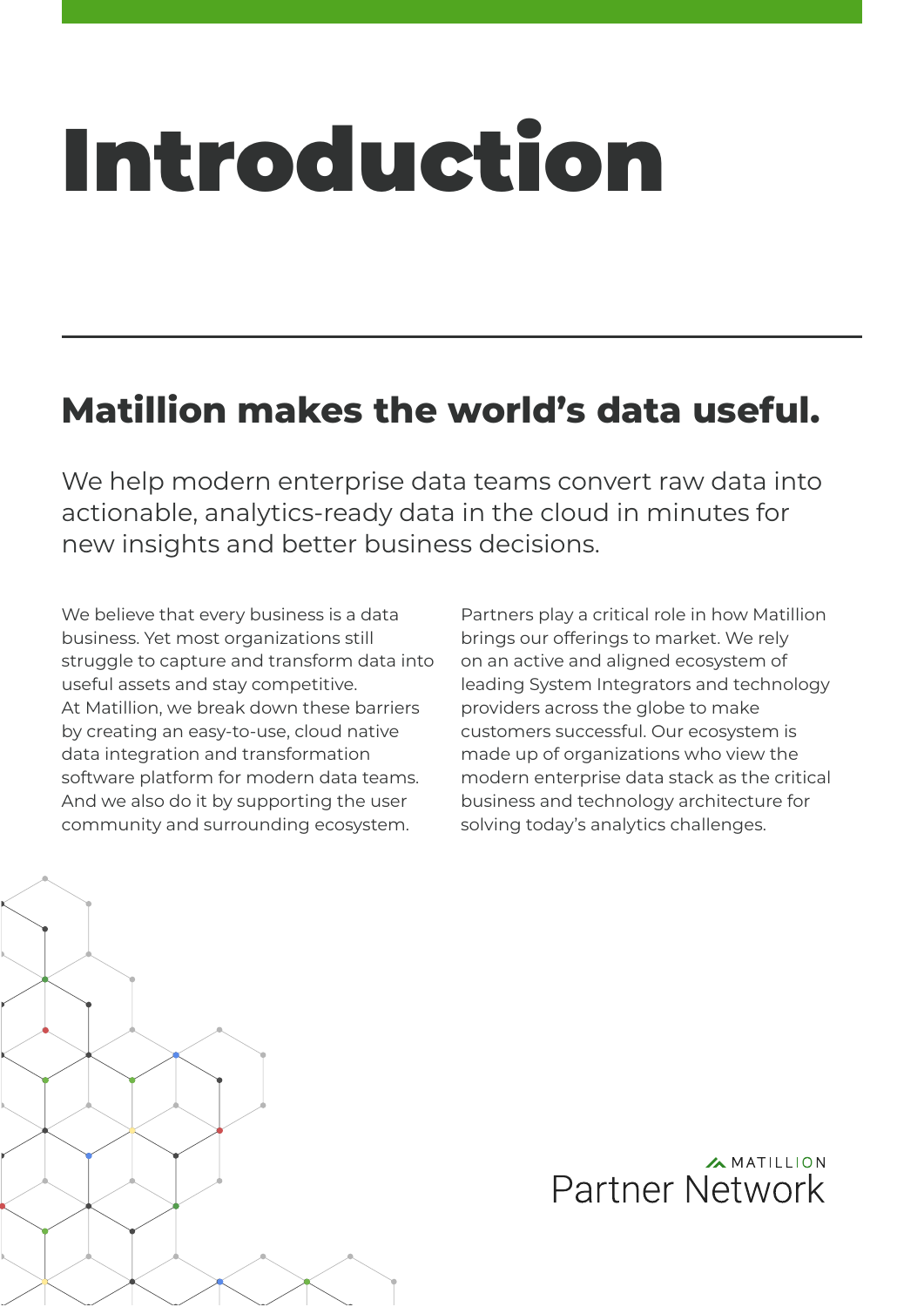# Introduction

## Matillion makes the world's data useful.

We help modern enterprise data teams convert raw data into actionable, analytics-ready data in the cloud in minutes for new insights and better business decisions.

We believe that every business is a data business. Yet most organizations still struggle to capture and transform data into useful assets and stay competitive. At Matillion, we break down these barriers by creating an easy-to-use, cloud native data integration and transformation software platform for modern data teams. And we also do it by supporting the user community and surrounding ecosystem.

Partners play a critical role in how Matillion brings our offerings to market. We rely on an active and aligned ecosystem of leading System Integrators and technology providers across the globe to make customers successful. Our ecosystem is made up of organizations who view the modern enterprise data stack as the critical business and technology architecture for solving today's analytics challenges.

MATILLION
Partner Network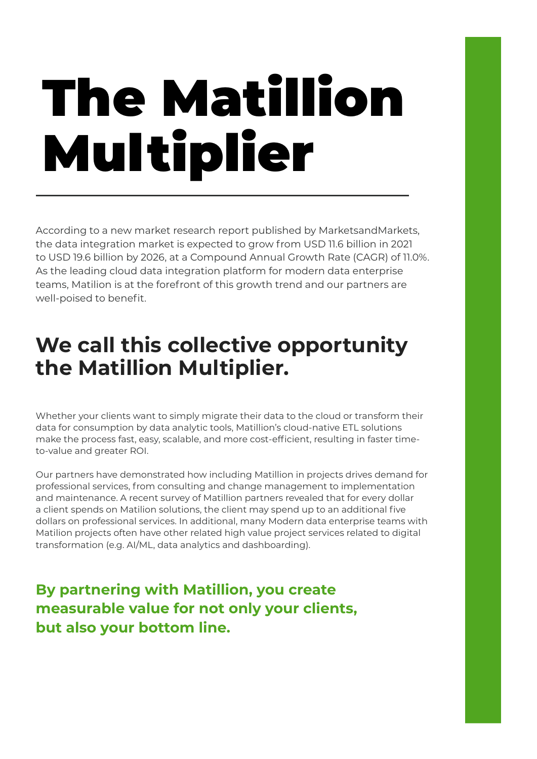# The Matillion Multiplier

According to a new market research report published by MarketsandMarkets, the data integration market is expected to grow from USD 11.6 billion in 2021 to USD 19.6 billion by 2026, at a Compound Annual Growth Rate (CAGR) of 11.0%. As the leading cloud data integration platform for modern data enterprise teams, Matilion is at the forefront of this growth trend and our partners are well-poised to benefit.

## We call this collective opportunity the Matillion Multiplier.

Whether your clients want to simply migrate their data to the cloud or transform their data for consumption by data analytic tools, Matillion's cloud-native ETL solutions make the process fast, easy, scalable, and more cost-efficient, resulting in faster time-to-value and greater ROI.

Our partners have demonstrated how including Matillion in projects drives demand for professional services, from consulting and change management to implementation and maintenance. A recent survey of Matillion partners revealed that for every dollar a client spends on Matilion solutions, the client may spend up to an additional five dollars on professional services. In additional, many Modern data enterprise teams with Matilion projects often have other related high value project services related to digital transformation (e.g. AI/ML, data analytics and dashboarding).

**By partnering with Matillion, you create measurable value for not only your clients, but also your bottom line.**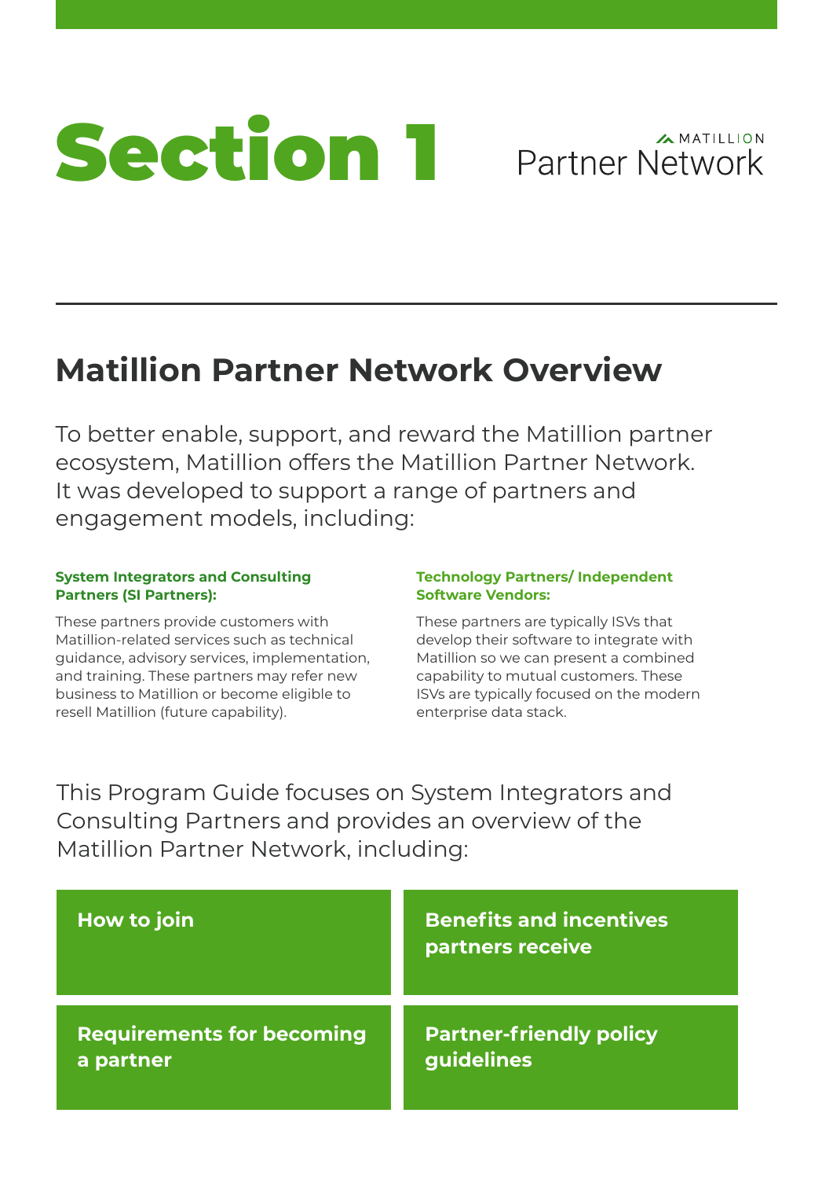# Section 1

MATILLION Partner Network

## Matillion Partner Network Overview

To better enable, support, and reward the Matillion partner ecosystem, Matillion offers the Matillion Partner Network. It was developed to support a range of partners and engagement models, including:

**System Integrators and Consulting Partners (SI Partners):**

These partners provide customers with Matillion-related services such as technical guidance, advisory services, implementation, and training. These partners may refer new business to Matillion or become eligible to resell Matillion (future capability).

**Technology Partners/ Independent Software Vendors:**

These partners are typically ISVs that develop their software to integrate with Matillion so we can present a combined capability to mutual customers. These ISVs are typically focused on the modern enterprise data stack.

This Program Guide focuses on System Integrators and Consulting Partners and provides an overview of the Matillion Partner Network, including:

- **How to join**
- **Benefits and incentives partners receive**
- **Requirements for becoming a partner**
- **Partner-friendly policy guidelines**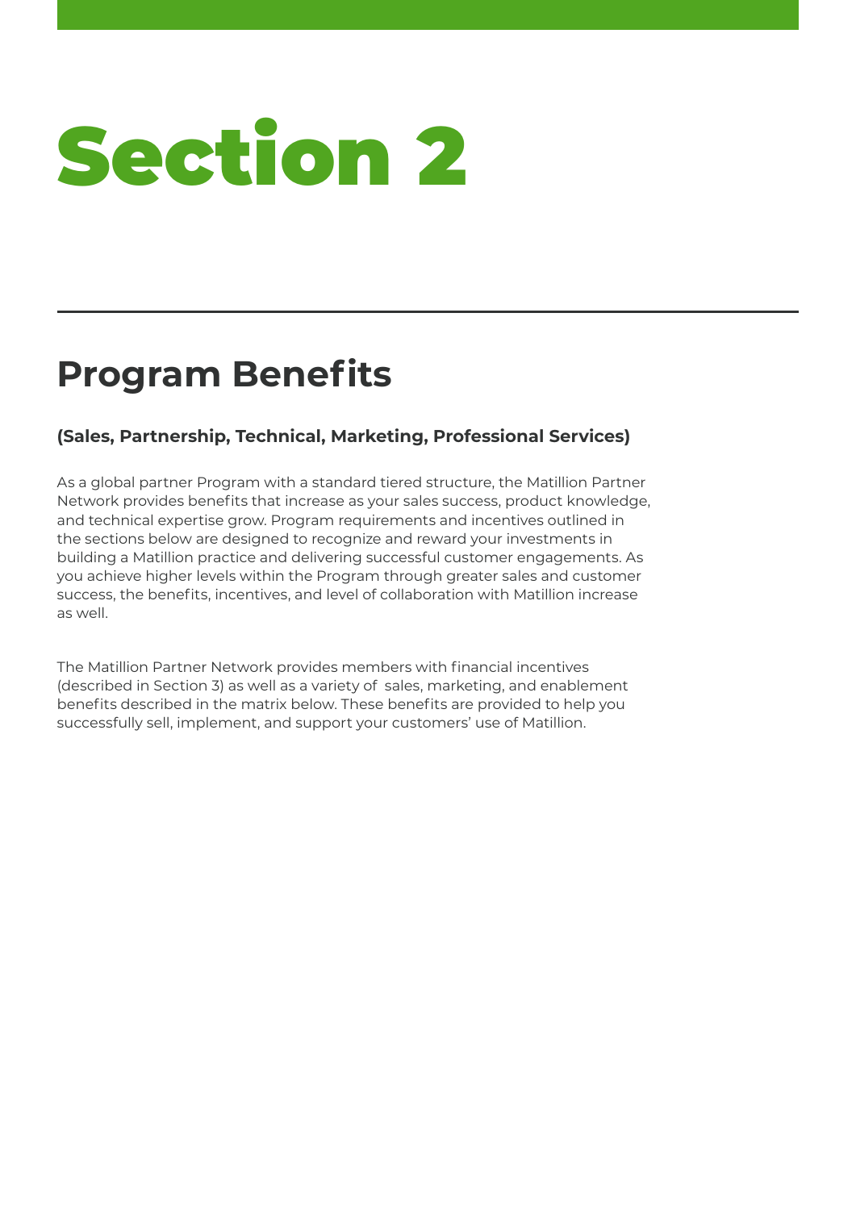# Section 2

## Program Benefits

### (Sales, Partnership, Technical, Marketing, Professional Services)

As a global partner Program with a standard tiered structure, the Matillion Partner Network provides benefits that increase as your sales success, product knowledge, and technical expertise grow. Program requirements and incentives outlined in the sections below are designed to recognize and reward your investments in building a Matillion practice and delivering successful customer engagements. As you achieve higher levels within the Program through greater sales and customer success, the benefits, incentives, and level of collaboration with Matillion increase as well.

The Matillion Partner Network provides members with financial incentives (described in Section 3) as well as a variety of sales, marketing, and enablement benefits described in the matrix below. These benefits are provided to help you successfully sell, implement, and support your customers' use of Matillion.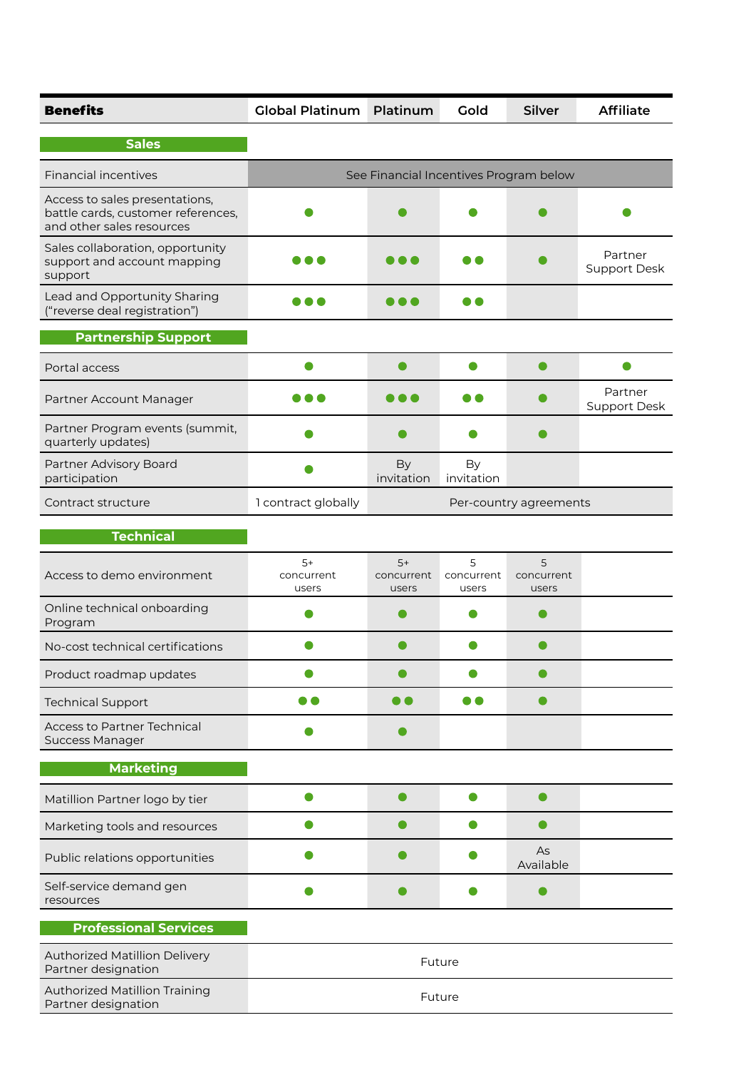| Benefits | Global Platinum | Platinum | Gold | Silver | Affiliate |
|---|---|---|---|---|---|
| **Sales** | | | | | |
| Financial incentives | See Financial Incentives Program below | | | | |
| Access to sales presentations, battle cards, customer references, and other sales resources | ● | ● | ● | ● | ● |
| Sales collaboration, opportunity support and account mapping support | ●●● | ●●● | ●● | ● | Partner Support Desk |
| Lead and Opportunity Sharing ("reverse deal registration") | ●●● | ●●● | ●● | | |
| **Partnership Support** | | | | | |
| Portal access | ● | ● | ● | ● | ● |
| Partner Account Manager | ●●● | ●●● | ●● | ● | Partner Support Desk |
| Partner Program events (summit, quarterly updates) | ● | ● | ● | ● | |
| Partner Advisory Board participation | ● | By invitation | By invitation | | |
| Contract structure | 1 contract globally | Per-country agreements | | | |
| **Technical** | | | | | |
| Access to demo environment | 5+ concurrent users | 5+ concurrent users | 5 concurrent users | 5 concurrent users | |
| Online technical onboarding Program | ● | ● | ● | ● | |
| No-cost technical certifications | ● | ● | ● | ● | |
| Product roadmap updates | ● | ● | ● | ● | |
| Technical Support | ●● | ●● | ●● | ● | |
| Access to Partner Technical Success Manager | ● | ● | | | |
| **Marketing** | | | | | |
| Matillion Partner logo by tier | ● | ● | ● | ● | |
| Marketing tools and resources | ● | ● | ● | ● | |
| Public relations opportunities | ● | ● | ● | As Available | |
| Self-service demand gen resources | ● | ● | ● | ● | |
| **Professional Services** | | | | | |
| Authorized Matillion Delivery Partner designation | Future | | | | |
| Authorized Matillion Training Partner designation | Future | | | | |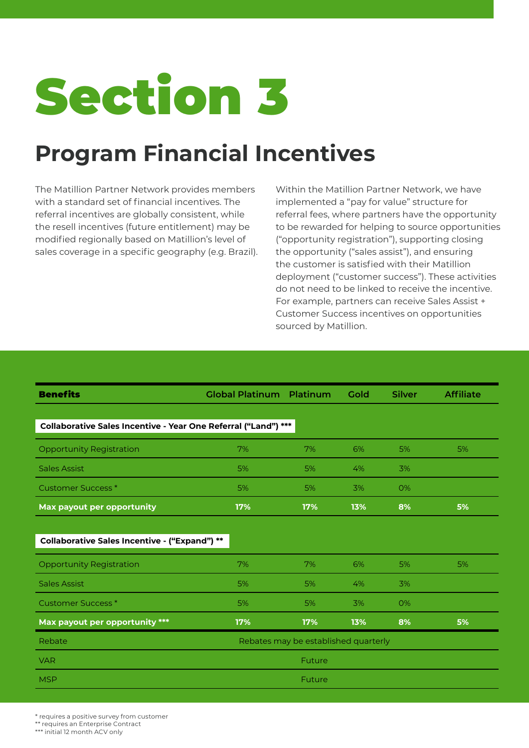# Section 3

## Program Financial Incentives

The Matillion Partner Network provides members with a standard set of financial incentives. The referral incentives are globally consistent, while the resell incentives (future entitlement) may be modified regionally based on Matillion's level of sales coverage in a specific geography (e.g. Brazil).

Within the Matillion Partner Network, we have implemented a "pay for value" structure for referral fees, where partners have the opportunity to be rewarded for helping to source opportunities ("opportunity registration"), supporting closing the opportunity ("sales assist"), and ensuring the customer is satisfied with their Matillion deployment ("customer success"). These activities do not need to be linked to receive the incentive. For example, partners can receive Sales Assist + Customer Success incentives on opportunities sourced by Matillion.

| Benefits | Global Platinum | Platinum | Gold | Silver | Affiliate |
|---|---|---|---|---|---|
| **Collaborative Sales Incentive - Year One Referral ("Land") *** | | | | | |
| Opportunity Registration | 7% | 7% | 6% | 5% | 5% |
| Sales Assist | 5% | 5% | 4% | 3% | |
| Customer Success * | 5% | 5% | 3% | 0% | |
| **Max payout per opportunity** | **17%** | **17%** | **13%** | **8%** | **5%** |
| **Collaborative Sales Incentive - ("Expand") **** | | | | | |
| Opportunity Registration | 7% | 7% | 6% | 5% | 5% |
| Sales Assist | 5% | 5% | 4% | 3% | |
| Customer Success * | 5% | 5% | 3% | 0% | |
| **Max payout per opportunity *** | **17%** | **17%** | **13%** | **8%** | **5%** |
| Rebate | Rebates may be established quarterly | | | | |
| VAR | Future | | | | |
| MSP | Future | | | | |

\* requires a positive survey from customer
\** requires an Enterprise Contract
\*** initial 12 month ACV only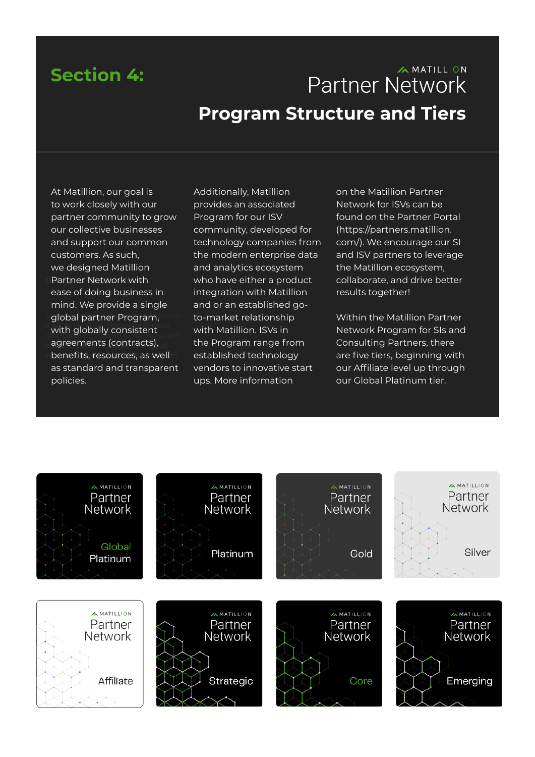# Section 4:

MATILLION

Partner Network

## Program Structure and Tiers

At Matillion, our goal is to work closely with our partner community to grow our collective businesses and support our common customers. As such, we designed Matillion Partner Network with ease of doing business in mind. We provide a single global partner Program, with globally consistent agreements (contracts), benefits, resources, as well as standard and transparent policies.

Additionally, Matillion provides an associated Program for our ISV community, developed for technology companies from the modern enterprise data and analytics ecosystem who have either a product integration with Matillion and or an established go-to-market relationship with Matillion. ISVs in the Program range from established technology vendors to innovative start ups. More information on the Matillion Partner Network for ISVs can be found on the Partner Portal (https://partners.matillion.com/). We encourage our SI and ISV partners to leverage the Matillion ecosystem, collaborate, and drive better results together!

Within the Matillion Partner Network Program for SIs and Consulting Partners, there are five tiers, beginning with our Affiliate level up through our Global Platinum tier.

MATILLION Partner Network — Global Platinum

MATILLION Partner Network — Platinum

MATILLION Partner Network — Gold

MATILLION Partner Network — Silver

MATILLION Partner Network — Affiliate

MATILLION Partner Network — Strategic

MATILLION Partner Network — Core

MATILLION Partner Network — Emerging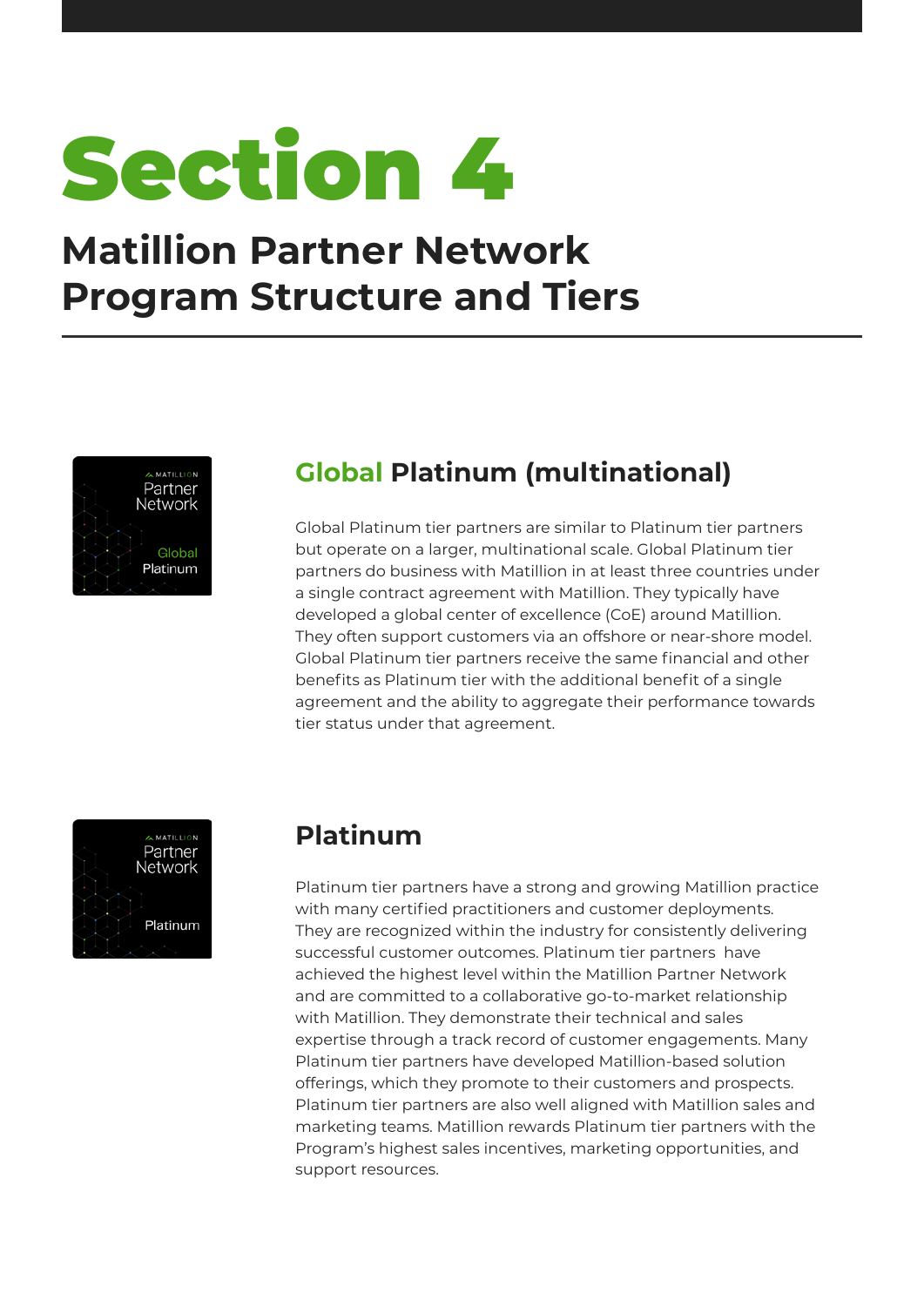# Section 4

## Matillion Partner Network Program Structure and Tiers

### Global Platinum (multinational)

Global Platinum tier partners are similar to Platinum tier partners but operate on a larger, multinational scale. Global Platinum tier partners do business with Matillion in at least three countries under a single contract agreement with Matillion. They typically have developed a global center of excellence (CoE) around Matillion. They often support customers via an offshore or near-shore model. Global Platinum tier partners receive the same financial and other benefits as Platinum tier with the additional benefit of a single agreement and the ability to aggregate their performance towards tier status under that agreement.

### Platinum

Platinum tier partners have a strong and growing Matillion practice with many certified practitioners and customer deployments. They are recognized within the industry for consistently delivering successful customer outcomes. Platinum tier partners have achieved the highest level within the Matillion Partner Network and are committed to a collaborative go-to-market relationship with Matillion. They demonstrate their technical and sales expertise through a track record of customer engagements. Many Platinum tier partners have developed Matillion-based solution offerings, which they promote to their customers and prospects. Platinum tier partners are also well aligned with Matillion sales and marketing teams. Matillion rewards Platinum tier partners with the Program's highest sales incentives, marketing opportunities, and support resources.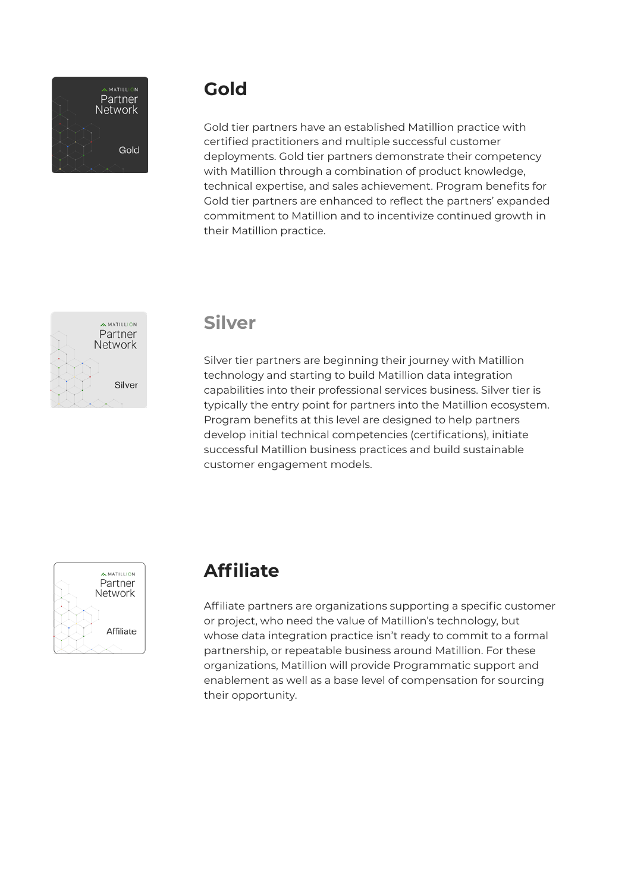## Gold

Gold tier partners have an established Matillion practice with certified practitioners and multiple successful customer deployments. Gold tier partners demonstrate their competency with Matillion through a combination of product knowledge, technical expertise, and sales achievement. Program benefits for Gold tier partners are enhanced to reflect the partners' expanded commitment to Matillion and to incentivize continued growth in their Matillion practice.

## Silver

Silver tier partners are beginning their journey with Matillion technology and starting to build Matillion data integration capabilities into their professional services business. Silver tier is typically the entry point for partners into the Matillion ecosystem. Program benefits at this level are designed to help partners develop initial technical competencies (certifications), initiate successful Matillion business practices and build sustainable customer engagement models.

## Affiliate

Affiliate partners are organizations supporting a specific customer or project, who need the value of Matillion's technology, but whose data integration practice isn't ready to commit to a formal partnership, or repeatable business around Matillion. For these organizations, Matillion will provide Programmatic support and enablement as well as a base level of compensation for sourcing their opportunity.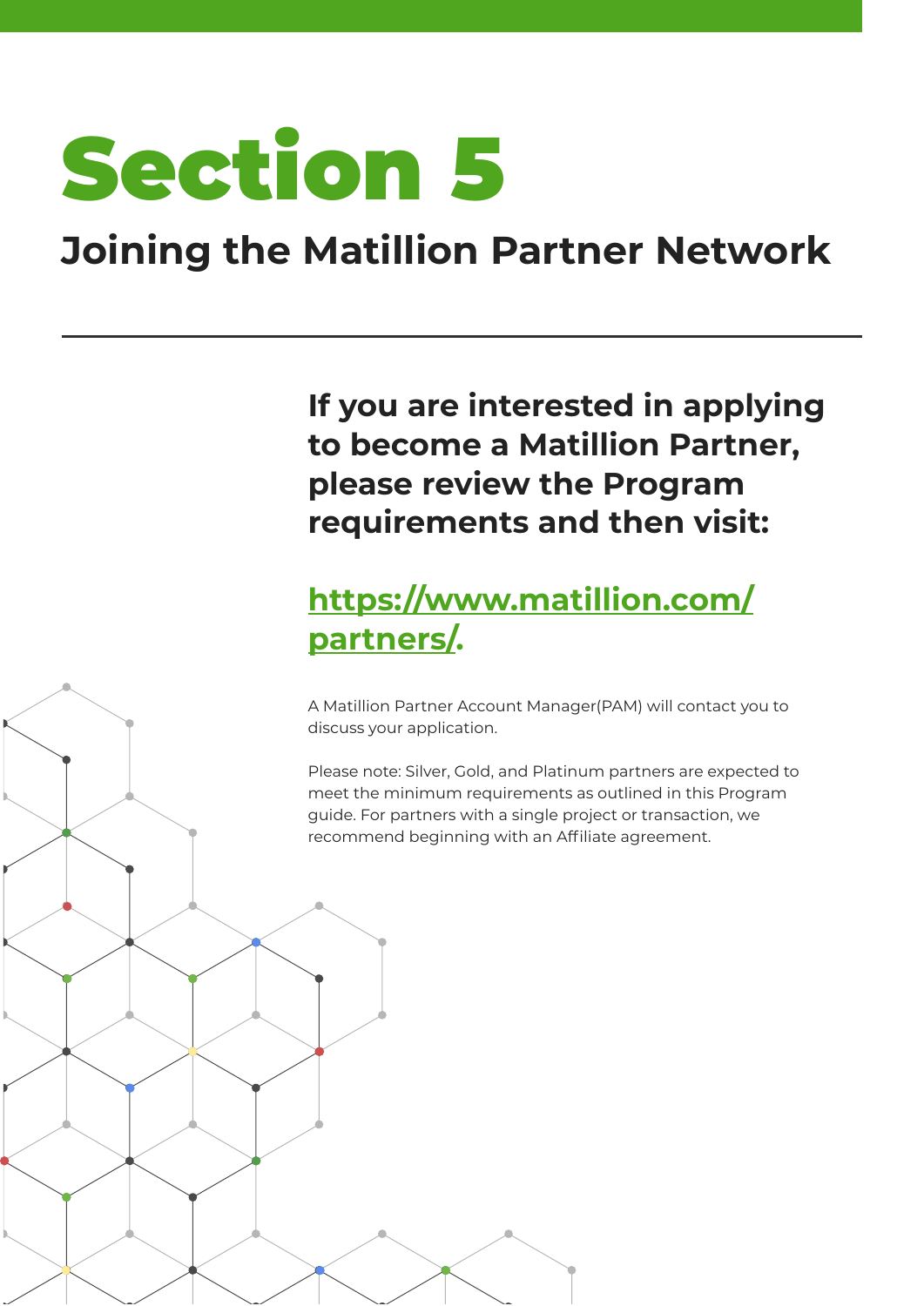# Section 5

## Joining the Matillion Partner Network

**If you are interested in applying to become a Matillion Partner, please review the Program requirements and then visit:**

**https://www.matillion.com/partners/.**

A Matillion Partner Account Manager(PAM) will contact you to discuss your application.

Please note: Silver, Gold, and Platinum partners are expected to meet the minimum requirements as outlined in this Program guide. For partners with a single project or transaction, we recommend beginning with an Affiliate agreement.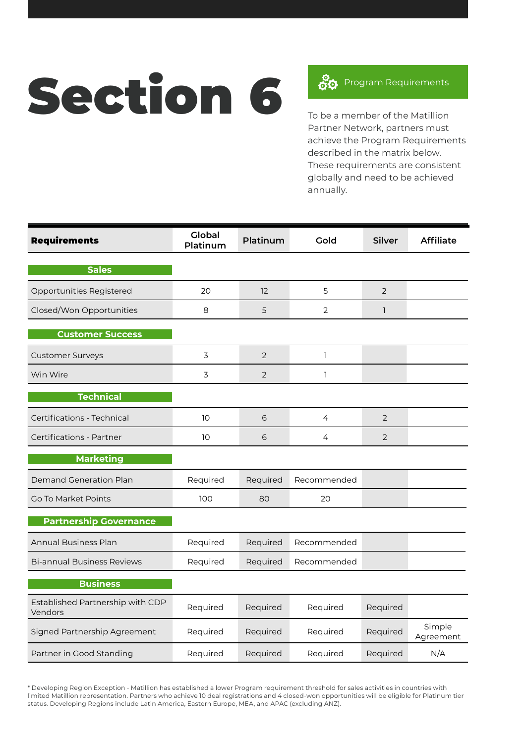# Section 6

## Program Requirements

To be a member of the Matillion Partner Network, partners must achieve the Program Requirements described in the matrix below. These requirements are consistent globally and need to be achieved annually.

| **Requirements** | Global Platinum | Platinum | Gold | Silver | Affiliate |
|---|---|---|---|---|---|
| **Sales** | | | | | |
| Opportunities Registered | 20 | 12 | 5 | 2 | |
| Closed/Won Opportunities | 8 | 5 | 2 | 1 | |
| **Customer Success** | | | | | |
| Customer Surveys | 3 | 2 | 1 | | |
| Win Wire | 3 | 2 | 1 | | |
| **Technical** | | | | | |
| Certifications - Technical | 10 | 6 | 4 | 2 | |
| Certifications - Partner | 10 | 6 | 4 | 2 | |
| **Marketing** | | | | | |
| Demand Generation Plan | Required | Required | Recommended | | |
| Go To Market Points | 100 | 80 | 20 | | |
| **Partnership Governance** | | | | | |
| Annual Business Plan | Required | Required | Recommended | | |
| Bi-annual Business Reviews | Required | Required | Recommended | | |
| **Business** | | | | | |
| Established Partnership with CDP Vendors | Required | Required | Required | Required | |
| Signed Partnership Agreement | Required | Required | Required | Required | Simple Agreement |
| Partner in Good Standing | Required | Required | Required | Required | N/A |

* Developing Region Exception - Matillion has established a lower Program requirement threshold for sales activities in countries with limited Matillion representation. Partners who achieve 10 deal registrations and 4 closed-won opportunities will be eligible for Platinum tier status. Developing Regions include Latin America, Eastern Europe, MEA, and APAC (excluding ANZ).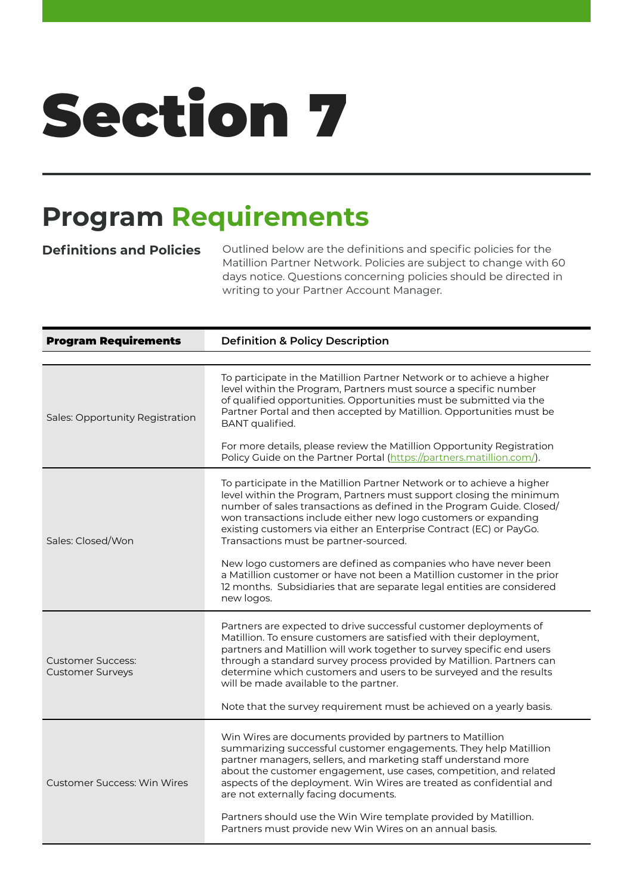# Section 7

## Program Requirements

**Definitions and Policies**

Outlined below are the definitions and specific policies for the Matillion Partner Network. Policies are subject to change with 60 days notice. Questions concerning policies should be directed in writing to your Partner Account Manager.

| **Program Requirements** | **Definition & Policy Description** |
|---|---|
| Sales: Opportunity Registration | To participate in the Matillion Partner Network or to achieve a higher level within the Program, Partners must source a specific number of qualified opportunities. Opportunities must be submitted via the Partner Portal and then accepted by Matillion. Opportunities must be BANT qualified.<br><br>For more details, please review the Matillion Opportunity Registration Policy Guide on the Partner Portal (https://partners.matillion.com/). |
| Sales: Closed/Won | To participate in the Matillion Partner Network or to achieve a higher level within the Program, Partners must support closing the minimum number of sales transactions as defined in the Program Guide. Closed/won transactions include either new logo customers or expanding existing customers via either an Enterprise Contract (EC) or PayGo. Transactions must be partner-sourced.<br><br>New logo customers are defined as companies who have never been a Matillion customer or have not been a Matillion customer in the prior 12 months. Subsidiaries that are separate legal entities are considered new logos. |
| Customer Success: Customer Surveys | Partners are expected to drive successful customer deployments of Matillion. To ensure customers are satisfied with their deployment, partners and Matillion will work together to survey specific end users through a standard survey process provided by Matillion. Partners can determine which customers and users to be surveyed and the results will be made available to the partner.<br><br>Note that the survey requirement must be achieved on a yearly basis. |
| Customer Success: Win Wires | Win Wires are documents provided by partners to Matillion summarizing successful customer engagements. They help Matillion partner managers, sellers, and marketing staff understand more about the customer engagement, use cases, competition, and related aspects of the deployment. Win Wires are treated as confidential and are not externally facing documents.<br><br>Partners should use the Win Wire template provided by Matillion. Partners must provide new Win Wires on an annual basis. |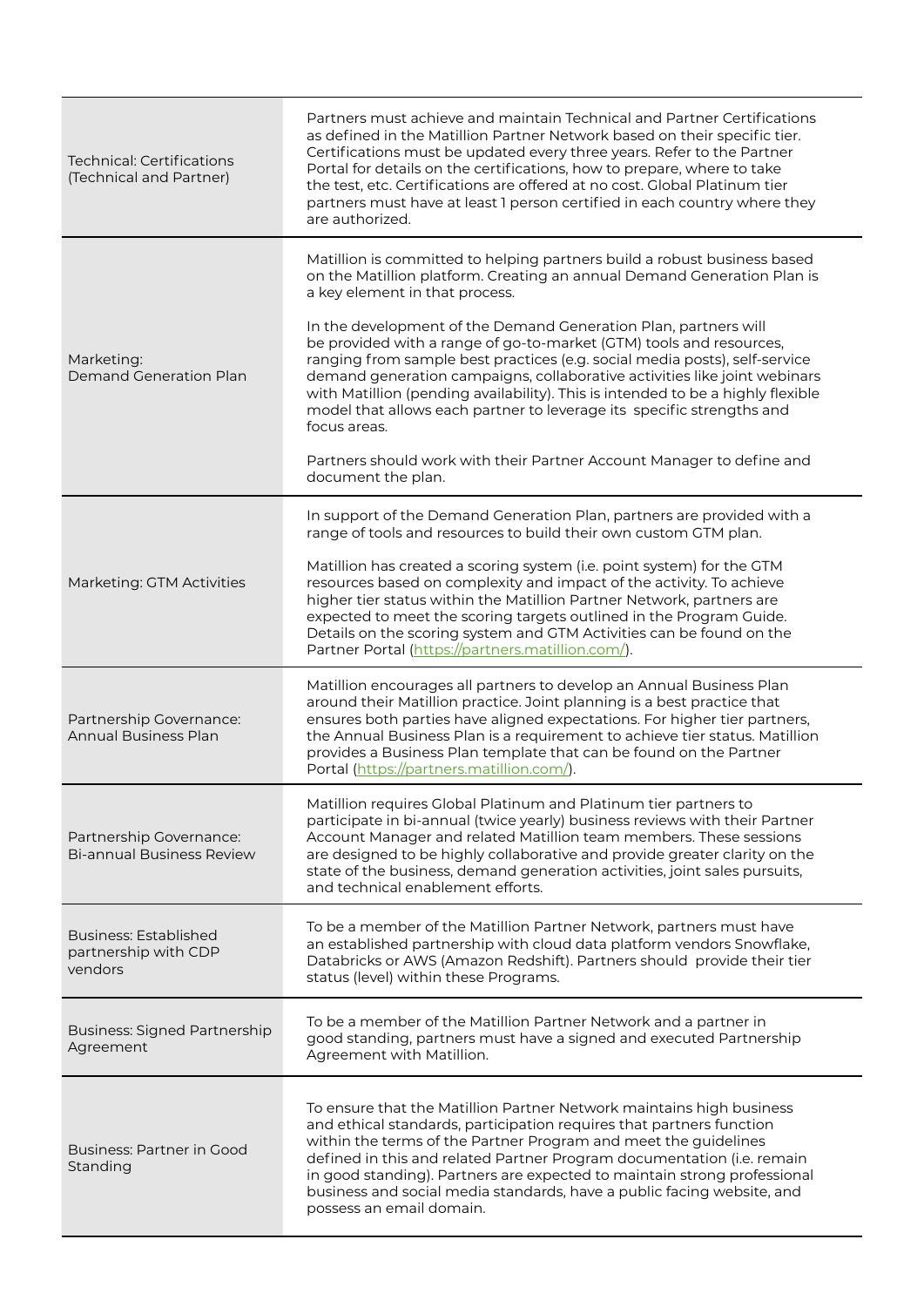| | |
|---|---|
| Technical: Certifications (Technical and Partner) | Partners must achieve and maintain Technical and Partner Certifications as defined in the Matillion Partner Network based on their specific tier. Certifications must be updated every three years. Refer to the Partner Portal for details on the certifications, how to prepare, where to take the test, etc. Certifications are offered at no cost. Global Platinum tier partners must have at least 1 person certified in each country where they are authorized. |
| Marketing: Demand Generation Plan | Matillion is committed to helping partners build a robust business based on the Matillion platform. Creating an annual Demand Generation Plan is a key element in that process.<br><br>In the development of the Demand Generation Plan, partners will be provided with a range of go-to-market (GTM) tools and resources, ranging from sample best practices (e.g. social media posts), self-service demand generation campaigns, collaborative activities like joint webinars with Matillion (pending availability). This is intended to be a highly flexible model that allows each partner to leverage its specific strengths and focus areas.<br><br>Partners should work with their Partner Account Manager to define and document the plan. |
| Marketing: GTM Activities | In support of the Demand Generation Plan, partners are provided with a range of tools and resources to build their own custom GTM plan.<br><br>Matillion has created a scoring system (i.e. point system) for the GTM resources based on complexity and impact of the activity. To achieve higher tier status within the Matillion Partner Network, partners are expected to meet the scoring targets outlined in the Program Guide. Details on the scoring system and GTM Activities can be found on the Partner Portal (https://partners.matillion.com/). |
| Partnership Governance: Annual Business Plan | Matillion encourages all partners to develop an Annual Business Plan around their Matillion practice. Joint planning is a best practice that ensures both parties have aligned expectations. For higher tier partners, the Annual Business Plan is a requirement to achieve tier status. Matillion provides a Business Plan template that can be found on the Partner Portal (https://partners.matillion.com/). |
| Partnership Governance: Bi-annual Business Review | Matillion requires Global Platinum and Platinum tier partners to participate in bi-annual (twice yearly) business reviews with their Partner Account Manager and related Matillion team members. These sessions are designed to be highly collaborative and provide greater clarity on the state of the business, demand generation activities, joint sales pursuits, and technical enablement efforts. |
| Business: Established partnership with CDP vendors | To be a member of the Matillion Partner Network, partners must have an established partnership with cloud data platform vendors Snowflake, Databricks or AWS (Amazon Redshift). Partners should provide their tier status (level) within these Programs. |
| Business: Signed Partnership Agreement | To be a member of the Matillion Partner Network and a partner in good standing, partners must have a signed and executed Partnership Agreement with Matillion. |
| Business: Partner in Good Standing | To ensure that the Matillion Partner Network maintains high business and ethical standards, participation requires that partners function within the terms of the Partner Program and meet the guidelines defined in this and related Partner Program documentation (i.e. remain in good standing). Partners are expected to maintain strong professional business and social media standards, have a public facing website, and possess an email domain. |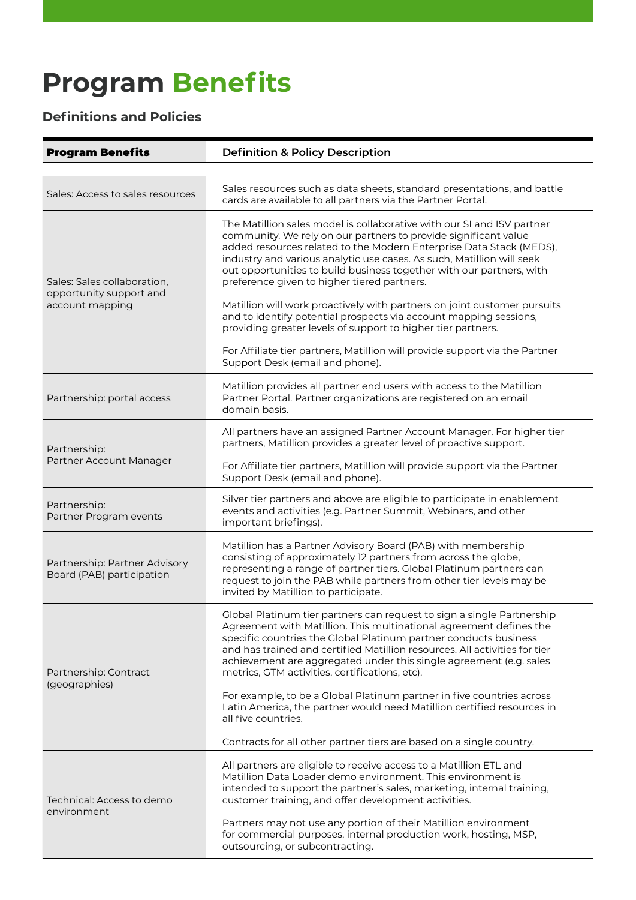# Program Benefits

### Definitions and Policies

| Program Benefits | Definition & Policy Description |
|---|---|
| Sales: Access to sales resources | Sales resources such as data sheets, standard presentations, and battle cards are available to all partners via the Partner Portal. |
| Sales: Sales collaboration, opportunity support and account mapping | The Matillion sales model is collaborative with our SI and ISV partner community. We rely on our partners to provide significant value added resources related to the Modern Enterprise Data Stack (MEDS), industry and various analytic use cases. As such, Matillion will seek out opportunities to build business together with our partners, with preference given to higher tiered partners.<br><br>Matillion will work proactively with partners on joint customer pursuits and to identify potential prospects via account mapping sessions, providing greater levels of support to higher tier partners.<br><br>For Affiliate tier partners, Matillion will provide support via the Partner Support Desk (email and phone). |
| Partnership: portal access | Matillion provides all partner end users with access to the Matillion Partner Portal. Partner organizations are registered on an email domain basis. |
| Partnership: Partner Account Manager | All partners have an assigned Partner Account Manager. For higher tier partners, Matillion provides a greater level of proactive support.<br><br>For Affiliate tier partners, Matillion will provide support via the Partner Support Desk (email and phone). |
| Partnership: Partner Program events | Silver tier partners and above are eligible to participate in enablement events and activities (e.g. Partner Summit, Webinars, and other important briefings). |
| Partnership: Partner Advisory Board (PAB) participation | Matillion has a Partner Advisory Board (PAB) with membership consisting of approximately 12 partners from across the globe, representing a range of partner tiers. Global Platinum partners can request to join the PAB while partners from other tier levels may be invited by Matillion to participate. |
| Partnership: Contract (geographies) | Global Platinum tier partners can request to sign a single Partnership Agreement with Matillion. This multinational agreement defines the specific countries the Global Platinum partner conducts business and has trained and certified Matillion resources. All activities for tier achievement are aggregated under this single agreement (e.g. sales metrics, GTM activities, certifications, etc).<br><br>For example, to be a Global Platinum partner in five countries across Latin America, the partner would need Matillion certified resources in all five countries.<br><br>Contracts for all other partner tiers are based on a single country. |
| Technical: Access to demo environment | All partners are eligible to receive access to a Matillion ETL and Matillion Data Loader demo environment. This environment is intended to support the partner's sales, marketing, internal training, customer training, and offer development activities.<br><br>Partners may not use any portion of their Matillion environment for commercial purposes, internal production work, hosting, MSP, outsourcing, or subcontracting. |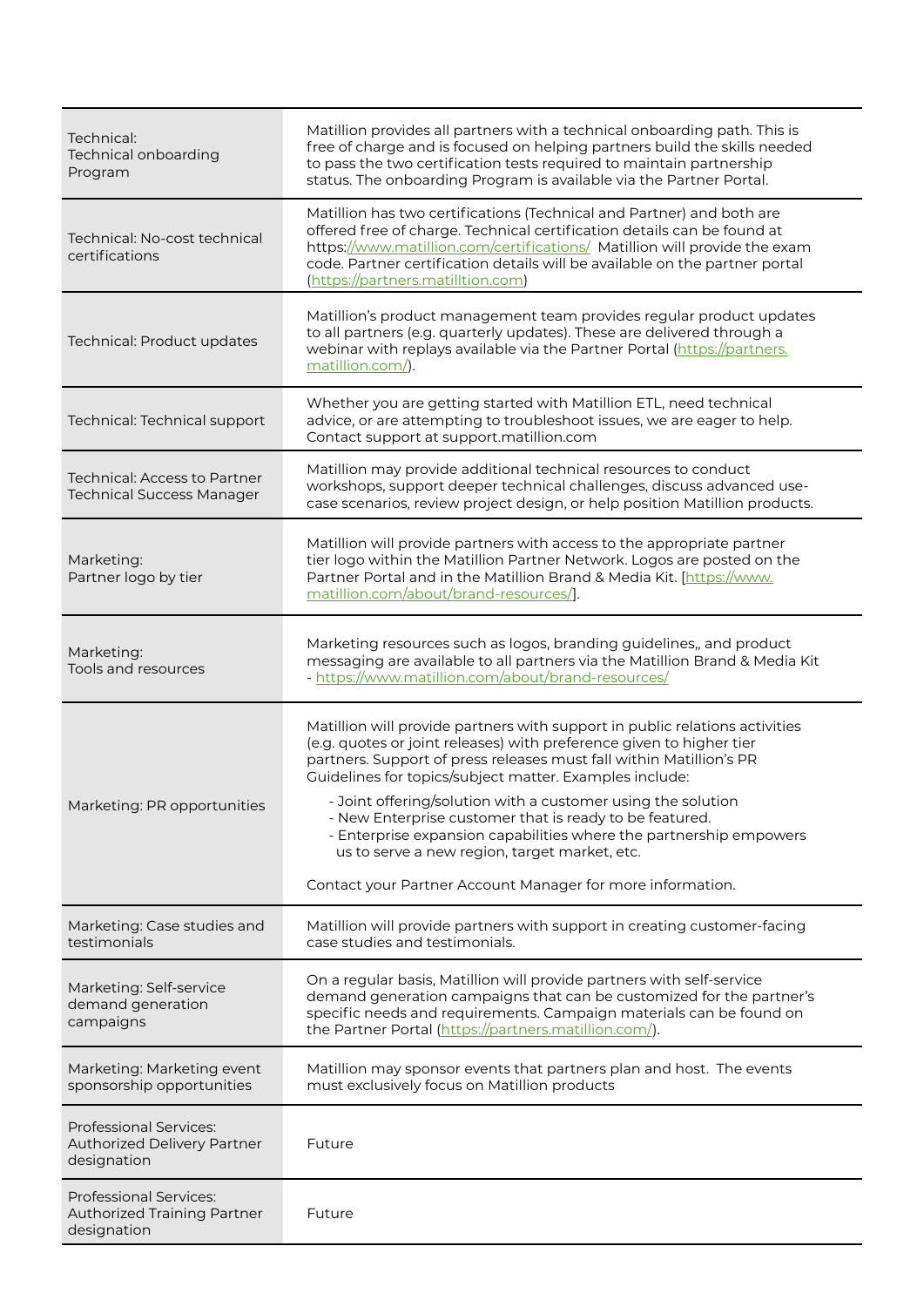| | |
|---|---|
| Technical: Technical onboarding Program | Matillion provides all partners with a technical onboarding path. This is free of charge and is focused on helping partners build the skills needed to pass the two certification tests required to maintain partnership status. The onboarding Program is available via the Partner Portal. |
| Technical: No-cost technical certifications | Matillion has two certifications (Technical and Partner) and both are offered free of charge. Technical certification details can be found at https://www.matillion.com/certifications/ Matillion will provide the exam code. Partner certification details will be available on the partner portal (https://partners.matilltion.com) |
| Technical: Product updates | Matillion's product management team provides regular product updates to all partners (e.g. quarterly updates). These are delivered through a webinar with replays available via the Partner Portal (https://partners.matillion.com/). |
| Technical: Technical support | Whether you are getting started with Matillion ETL, need technical advice, or are attempting to troubleshoot issues, we are eager to help. Contact support at support.matillion.com |
| Technical: Access to Partner Technical Success Manager | Matillion may provide additional technical resources to conduct workshops, support deeper technical challenges, discuss advanced use-case scenarios, review project design, or help position Matillion products. |
| Marketing: Partner logo by tier | Matillion will provide partners with access to the appropriate partner tier logo within the Matillion Partner Network. Logos are posted on the Partner Portal and in the Matillion Brand & Media Kit. [https://www.matillion.com/about/brand-resources/]. |
| Marketing: Tools and resources | Marketing resources such as logos, branding guidelines,, and product messaging are available to all partners via the Matillion Brand & Media Kit - https://www.matillion.com/about/brand-resources/ |
| Marketing: PR opportunities | Matillion will provide partners with support in public relations activities (e.g. quotes or joint releases) with preference given to higher tier partners. Support of press releases must fall within Matillion's PR Guidelines for topics/subject matter. Examples include:<br>- Joint offering/solution with a customer using the solution<br>- New Enterprise customer that is ready to be featured.<br>- Enterprise expansion capabilities where the partnership empowers us to serve a new region, target market, etc.<br><br>Contact your Partner Account Manager for more information. |
| Marketing: Case studies and testimonials | Matillion will provide partners with support in creating customer-facing case studies and testimonials. |
| Marketing: Self-service demand generation campaigns | On a regular basis, Matillion will provide partners with self-service demand generation campaigns that can be customized for the partner's specific needs and requirements. Campaign materials can be found on the Partner Portal (https://partners.matillion.com/). |
| Marketing: Marketing event sponsorship opportunities | Matillion may sponsor events that partners plan and host. The events must exclusively focus on Matillion products |
| Professional Services: Authorized Delivery Partner designation | Future |
| Professional Services: Authorized Training Partner designation | Future |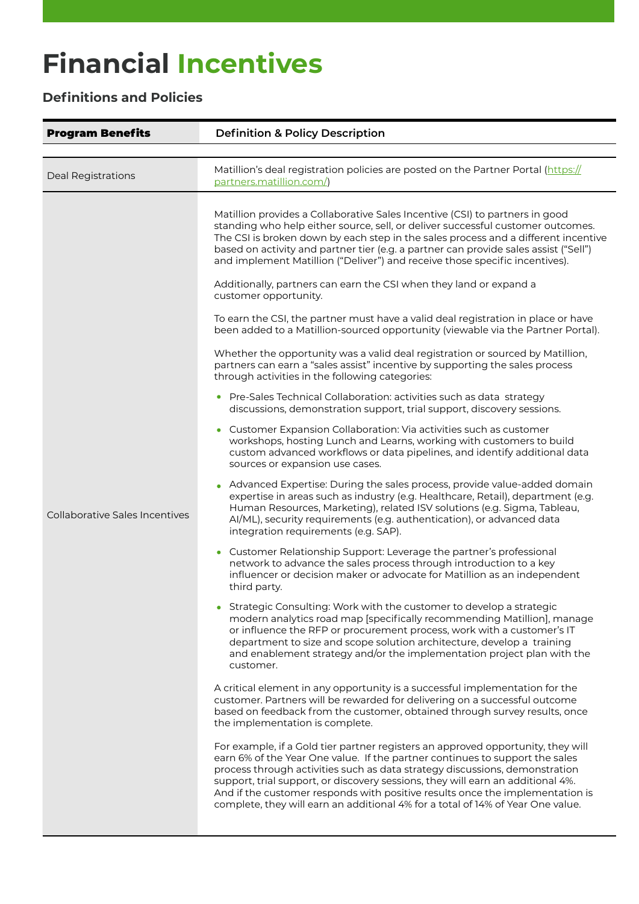# Financial Incentives

### Definitions and Policies

| Program Benefits | Definition & Policy Description |
|---|---|
| Deal Registrations | Matillion's deal registration policies are posted on the Partner Portal (https://partners.matillion.com/) |
| Collaborative Sales Incentives | Matillion provides a Collaborative Sales Incentive (CSI) to partners in good standing who help either source, sell, or deliver successful customer outcomes. The CSI is broken down by each step in the sales process and a different incentive based on activity and partner tier (e.g. a partner can provide sales assist ("Sell") and implement Matillion ("Deliver") and receive those specific incentives).<br><br>Additionally, partners can earn the CSI when they land or expand a customer opportunity.<br><br>To earn the CSI, the partner must have a valid deal registration in place or have been added to a Matillion-sourced opportunity (viewable via the Partner Portal).<br><br>Whether the opportunity was a valid deal registration or sourced by Matillion, partners can earn a "sales assist" incentive by supporting the sales process through activities in the following categories:<br><br>• Pre-Sales Technical Collaboration: activities such as data strategy discussions, demonstration support, trial support, discovery sessions.<br><br>• Customer Expansion Collaboration: Via activities such as customer workshops, hosting Lunch and Learns, working with customers to build custom advanced workflows or data pipelines, and identify additional data sources or expansion use cases.<br><br>• Advanced Expertise: During the sales process, provide value-added domain expertise in areas such as industry (e.g. Healthcare, Retail), department (e.g. Human Resources, Marketing), related ISV solutions (e.g. Sigma, Tableau, AI/ML), security requirements (e.g. authentication), or advanced data integration requirements (e.g. SAP).<br><br>• Customer Relationship Support: Leverage the partner's professional network to advance the sales process through introduction to a key influencer or decision maker or advocate for Matillion as an independent third party.<br><br>• Strategic Consulting: Work with the customer to develop a strategic modern analytics road map [specifically recommending Matillion], manage or influence the RFP or procurement process, work with a customer's IT department to size and scope solution architecture, develop a training and enablement strategy and/or the implementation project plan with the customer.<br><br>A critical element in any opportunity is a successful implementation for the customer. Partners will be rewarded for delivering on a successful outcome based on feedback from the customer, obtained through survey results, once the implementation is complete.<br><br>For example, if a Gold tier partner registers an approved opportunity, they will earn 6% of the Year One value. If the partner continues to support the sales process through activities such as data strategy discussions, demonstration support, trial support, or discovery sessions, they will earn an additional 4%. And if the customer responds with positive results once the implementation is complete, they will earn an additional 4% for a total of 14% of Year One value. |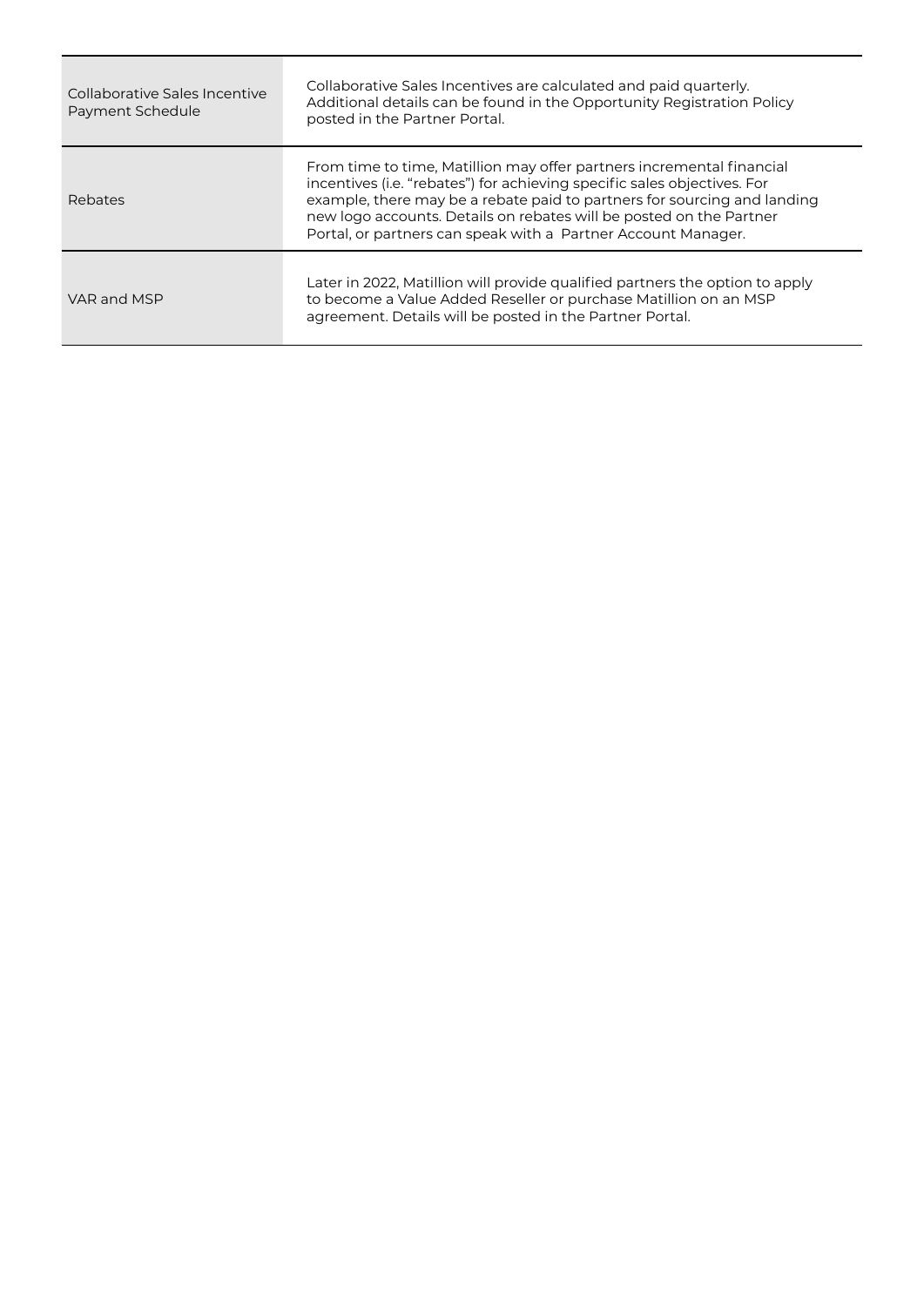| | |
|---|---|
| Collaborative Sales Incentive Payment Schedule | Collaborative Sales Incentives are calculated and paid quarterly. Additional details can be found in the Opportunity Registration Policy posted in the Partner Portal. |
| Rebates | From time to time, Matillion may offer partners incremental financial incentives (i.e. "rebates") for achieving specific sales objectives. For example, there may be a rebate paid to partners for sourcing and landing new logo accounts. Details on rebates will be posted on the Partner Portal, or partners can speak with a Partner Account Manager. |
| VAR and MSP | Later in 2022, Matillion will provide qualified partners the option to apply to become a Value Added Reseller or purchase Matillion on an MSP agreement. Details will be posted in the Partner Portal. |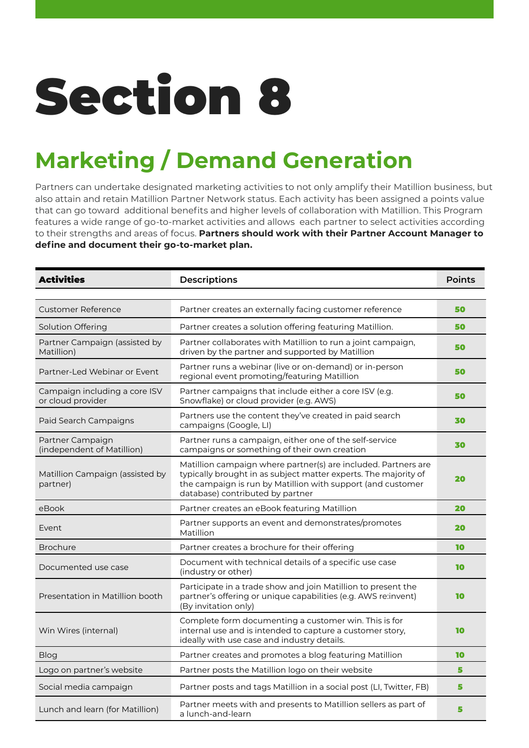# Section 8

## Marketing / Demand Generation

Partners can undertake designated marketing activities to not only amplify their Matillion business, but also attain and retain Matillion Partner Network status. Each activity has been assigned a points value that can go toward additional benefits and higher levels of collaboration with Matillion. This Program features a wide range of go-to-market activities and allows each partner to select activities according to their strengths and areas of focus. **Partners should work with their Partner Account Manager to define and document their go-to-market plan.**

| **Activities** | Descriptions | Points |
|---|---|---|
| Customer Reference | Partner creates an externally facing customer reference | **50** |
| Solution Offering | Partner creates a solution offering featuring Matillion. | **50** |
| Partner Campaign (assisted by Matillion) | Partner collaborates with Matillion to run a joint campaign, driven by the partner and supported by Matillion | **50** |
| Partner-Led Webinar or Event | Partner runs a webinar (live or on-demand) or in-person regional event promoting/featuring Matillion | **50** |
| Campaign including a core ISV or cloud provider | Partner campaigns that include either a core ISV (e.g. Snowflake) or cloud provider (e.g. AWS) | **50** |
| Paid Search Campaigns | Partners use the content they've created in paid search campaigns (Google, LI) | **30** |
| Partner Campaign (independent of Matillion) | Partner runs a campaign, either one of the self-service campaigns or something of their own creation | **30** |
| Matillion Campaign (assisted by partner) | Matillion campaign where partner(s) are included. Partners are typically brought in as subject matter experts. The majority of the campaign is run by Matillion with support (and customer database) contributed by partner | **20** |
| eBook | Partner creates an eBook featuring Matillion | **20** |
| Event | Partner supports an event and demonstrates/promotes Matillion | **20** |
| Brochure | Partner creates a brochure for their offering | **10** |
| Documented use case | Document with technical details of a specific use case (industry or other) | **10** |
| Presentation in Matillion booth | Participate in a trade show and join Matillion to present the partner's offering or unique capabilities (e.g. AWS re:invent) (By invitation only) | **10** |
| Win Wires (internal) | Complete form documenting a customer win. This is for internal use and is intended to capture a customer story, ideally with use case and industry details. | **10** |
| Blog | Partner creates and promotes a blog featuring Matillion | **10** |
| Logo on partner's website | Partner posts the Matillion logo on their website | **5** |
| Social media campaign | Partner posts and tags Matillion in a social post (LI, Twitter, FB) | **5** |
| Lunch and learn (for Matillion) | Partner meets with and presents to Matillion sellers as part of a lunch-and-learn | **5** |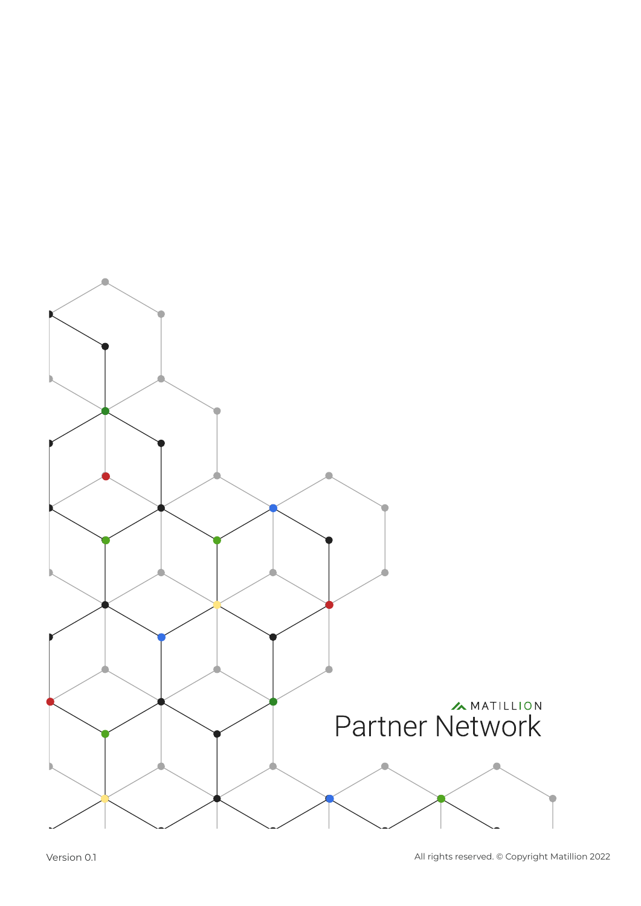MATILLION

Partner Network

Version 0.1

All rights reserved. © Copyright Matillion 2022